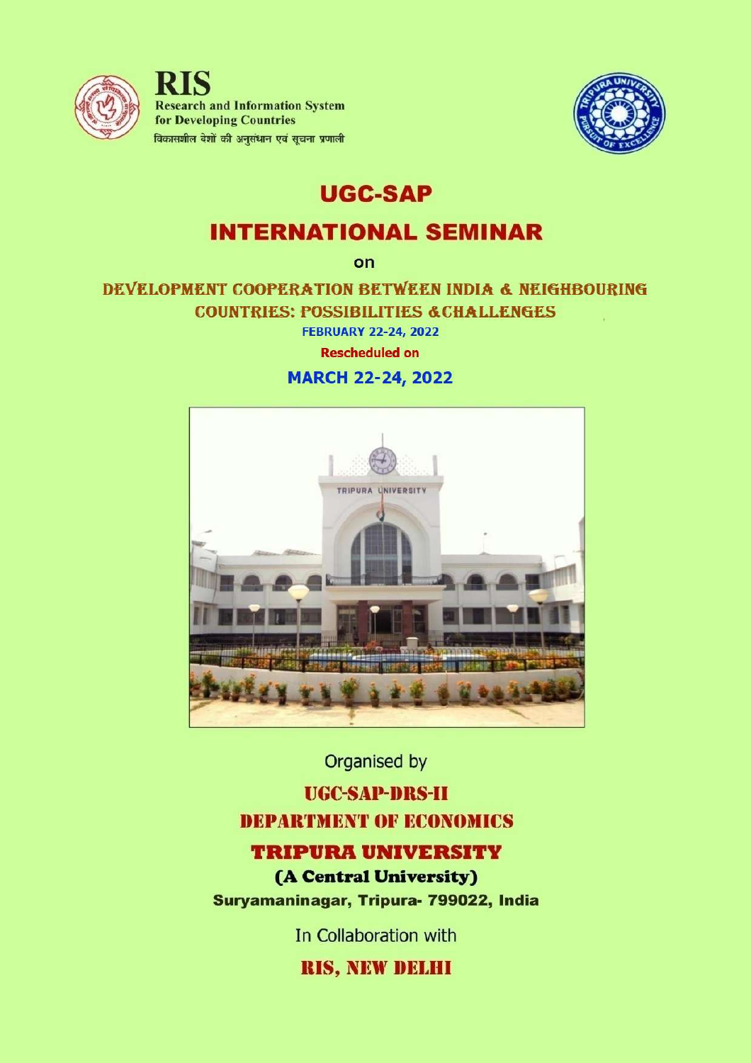**RIS**
Research and Information System for Developing Countries
विकासशील देशों की अनुसंधान एवं सूचना प्रणाली

# UGC-SAP

# INTERNATIONAL SEMINAR

on

## DEVELOPMENT COOPERATION BETWEEN INDIA & NEIGHBOURING COUNTRIES: POSSIBILITIES &CHALLENGES

FEBRUARY 22-24, 2022

**Rescheduled on**

**MARCH 22-24, 2022**

Organised by

**UGC-SAP-DRS-II**

**DEPARTMENT OF ECONOMICS**

**TRIPURA UNIVERSITY**

**(A Central University)**

**Suryamaninagar, Tripura- 799022, India**

In Collaboration with

**RIS, NEW DELHI**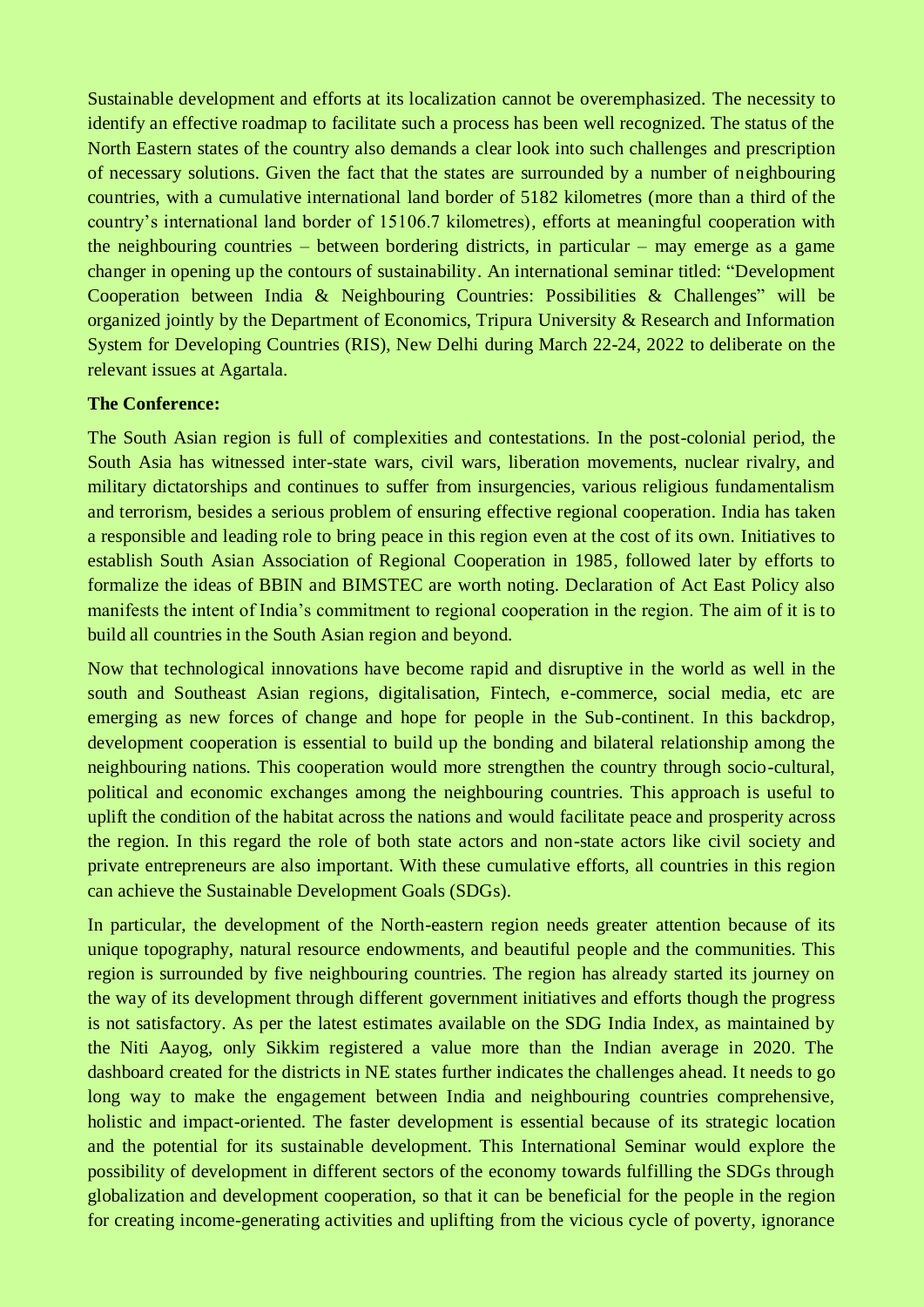Sustainable development and efforts at its localization cannot be overemphasized. The necessity to identify an effective roadmap to facilitate such a process has been well recognized. The status of the North Eastern states of the country also demands a clear look into such challenges and prescription of necessary solutions. Given the fact that the states are surrounded by a number of neighbouring countries, with a cumulative international land border of 5182 kilometres (more than a third of the country's international land border of 15106.7 kilometres), efforts at meaningful cooperation with the neighbouring countries – between bordering districts, in particular – may emerge as a game changer in opening up the contours of sustainability. An international seminar titled: "Development Cooperation between India & Neighbouring Countries: Possibilities & Challenges" will be organized jointly by the Department of Economics, Tripura University & Research and Information System for Developing Countries (RIS), New Delhi during March 22-24, 2022 to deliberate on the relevant issues at Agartala.

**The Conference:**

The South Asian region is full of complexities and contestations. In the post-colonial period, the South Asia has witnessed inter-state wars, civil wars, liberation movements, nuclear rivalry, and military dictatorships and continues to suffer from insurgencies, various religious fundamentalism and terrorism, besides a serious problem of ensuring effective regional cooperation. India has taken a responsible and leading role to bring peace in this region even at the cost of its own. Initiatives to establish South Asian Association of Regional Cooperation in 1985, followed later by efforts to formalize the ideas of BBIN and BIMSTEC are worth noting. Declaration of Act East Policy also manifests the intent of India's commitment to regional cooperation in the region. The aim of it is to build all countries in the South Asian region and beyond.

Now that technological innovations have become rapid and disruptive in the world as well in the south and Southeast Asian regions, digitalisation, Fintech, e-commerce, social media, etc are emerging as new forces of change and hope for people in the Sub-continent. In this backdrop, development cooperation is essential to build up the bonding and bilateral relationship among the neighbouring nations. This cooperation would more strengthen the country through socio-cultural, political and economic exchanges among the neighbouring countries. This approach is useful to uplift the condition of the habitat across the nations and would facilitate peace and prosperity across the region. In this regard the role of both state actors and non-state actors like civil society and private entrepreneurs are also important. With these cumulative efforts, all countries in this region can achieve the Sustainable Development Goals (SDGs).

In particular, the development of the North-eastern region needs greater attention because of its unique topography, natural resource endowments, and beautiful people and the communities. This region is surrounded by five neighbouring countries. The region has already started its journey on the way of its development through different government initiatives and efforts though the progress is not satisfactory. As per the latest estimates available on the SDG India Index, as maintained by the Niti Aayog, only Sikkim registered a value more than the Indian average in 2020. The dashboard created for the districts in NE states further indicates the challenges ahead. It needs to go long way to make the engagement between India and neighbouring countries comprehensive, holistic and impact-oriented. The faster development is essential because of its strategic location and the potential for its sustainable development. This International Seminar would explore the possibility of development in different sectors of the economy towards fulfilling the SDGs through globalization and development cooperation, so that it can be beneficial for the people in the region for creating income-generating activities and uplifting from the vicious cycle of poverty, ignorance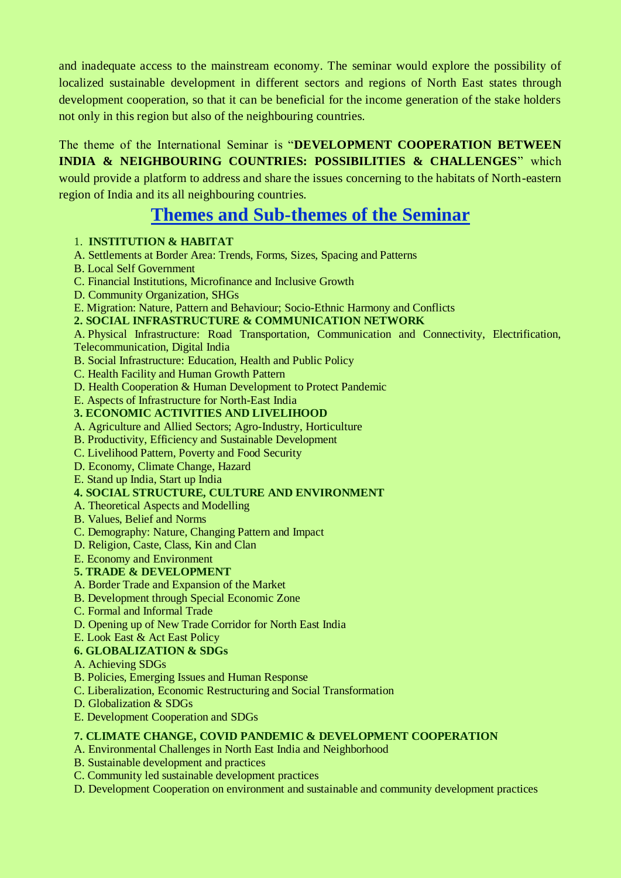and inadequate access to the mainstream economy. The seminar would explore the possibility of localized sustainable development in different sectors and regions of North East states through development cooperation, so that it can be beneficial for the income generation of the stake holders not only in this region but also of the neighbouring countries.

The theme of the International Seminar is "**DEVELOPMENT COOPERATION BETWEEN INDIA & NEIGHBOURING COUNTRIES: POSSIBILITIES & CHALLENGES**" which would provide a platform to address and share the issues concerning to the habitats of North-eastern region of India and its all neighbouring countries.

## Themes and Sub-themes of the Seminar

**1. INSTITUTION & HABITAT**

A. Settlements at Border Area: Trends, Forms, Sizes, Spacing and Patterns
B. Local Self Government
C. Financial Institutions, Microfinance and Inclusive Growth
D. Community Organization, SHGs
E. Migration: Nature, Pattern and Behaviour; Socio-Ethnic Harmony and Conflicts

**2. SOCIAL INFRASTRUCTURE & COMMUNICATION NETWORK**

A. Physical Infrastructure: Road Transportation, Communication and Connectivity, Electrification, Telecommunication, Digital India
B. Social Infrastructure: Education, Health and Public Policy
C. Health Facility and Human Growth Pattern
D. Health Cooperation & Human Development to Protect Pandemic
E. Aspects of Infrastructure for North-East India

**3. ECONOMIC ACTIVITIES AND LIVELIHOOD**

A. Agriculture and Allied Sectors; Agro-Industry, Horticulture
B. Productivity, Efficiency and Sustainable Development
C. Livelihood Pattern, Poverty and Food Security
D. Economy, Climate Change, Hazard
E. Stand up India, Start up India

**4. SOCIAL STRUCTURE, CULTURE AND ENVIRONMENT**

A. Theoretical Aspects and Modelling
B. Values, Belief and Norms
C. Demography: Nature, Changing Pattern and Impact
D. Religion, Caste, Class, Kin and Clan
E. Economy and Environment

**5. TRADE & DEVELOPMENT**

A. Border Trade and Expansion of the Market
B. Development through Special Economic Zone
C. Formal and Informal Trade
D. Opening up of New Trade Corridor for North East India
E. Look East & Act East Policy

**6. GLOBALIZATION & SDGs**

A. Achieving SDGs
B. Policies, Emerging Issues and Human Response
C. Liberalization, Economic Restructuring and Social Transformation
D. Globalization & SDGs
E. Development Cooperation and SDGs

**7. CLIMATE CHANGE, COVID PANDEMIC & DEVELOPMENT COOPERATION**

A. Environmental Challenges in North East India and Neighborhood
B. Sustainable development and practices
C. Community led sustainable development practices
D. Development Cooperation on environment and sustainable and community development practices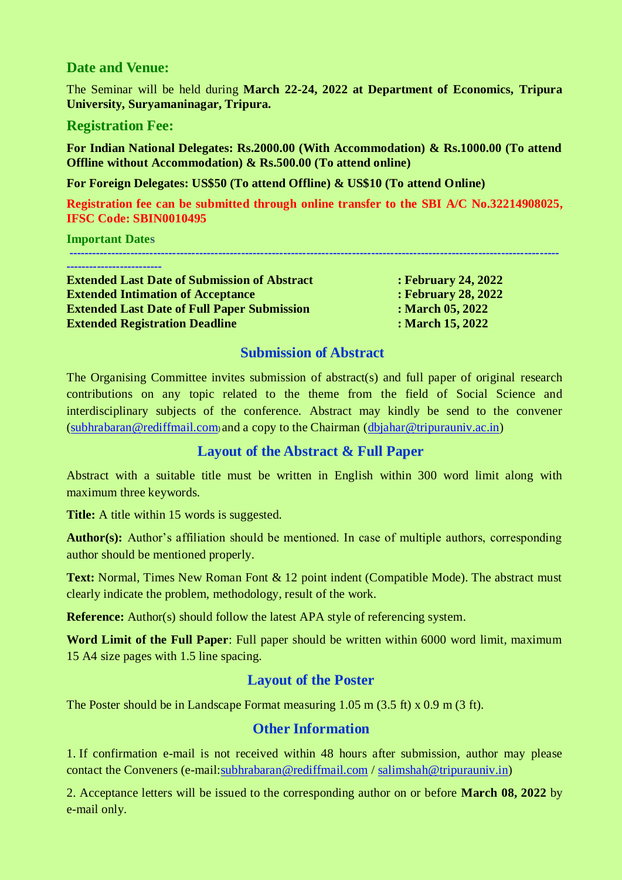## Date and Venue:

The Seminar will be held during **March 22-24, 2022 at Department of Economics, Tripura University, Suryamaninagar, Tripura.**

## Registration Fee:

**For Indian National Delegates: Rs.2000.00 (With Accommodation) & Rs.1000.00 (To attend Offline without Accommodation) & Rs.500.00 (To attend online)**

**For Foreign Delegates: US$50 (To attend Offline) & US$10 (To attend Online)**

**Registration fee can be submitted through online transfer to the SBI A/C No.32214908025, IFSC Code: SBIN0010495**

### Important Dates

---

| | |
|---|---|
| **Extended Last Date of Submission of Abstract** | **: February 24, 2022** |
| **Extended Intimation of Acceptance** | **: February 28, 2022** |
| **Extended Last Date of Full Paper Submission** | **: March 05, 2022** |
| **Extended Registration Deadline** | **: March 15, 2022** |

## Submission of Abstract

The Organising Committee invites submission of abstract(s) and full paper of original research contributions on any topic related to the theme from the field of Social Science and interdisciplinary subjects of the conference. Abstract may kindly be send to the convener (subhrabaran@rediffmail.com) and a copy to the Chairman (dbjahar@tripurauniv.ac.in)

## Layout of the Abstract & Full Paper

Abstract with a suitable title must be written in English within 300 word limit along with maximum three keywords.

**Title:** A title within 15 words is suggested.

**Author(s):** Author's affiliation should be mentioned. In case of multiple authors, corresponding author should be mentioned properly.

**Text:** Normal, Times New Roman Font & 12 point indent (Compatible Mode). The abstract must clearly indicate the problem, methodology, result of the work.

**Reference:** Author(s) should follow the latest APA style of referencing system.

**Word Limit of the Full Paper**: Full paper should be written within 6000 word limit, maximum 15 A4 size pages with 1.5 line spacing.

## Layout of the Poster

The Poster should be in Landscape Format measuring 1.05 m (3.5 ft) x 0.9 m (3 ft).

## Other Information

1. If confirmation e-mail is not received within 48 hours after submission, author may please contact the Conveners (e-mail:subhrabaran@rediffmail.com / salimshah@tripurauniv.in)

2. Acceptance letters will be issued to the corresponding author on or before **March 08, 2022** by e-mail only.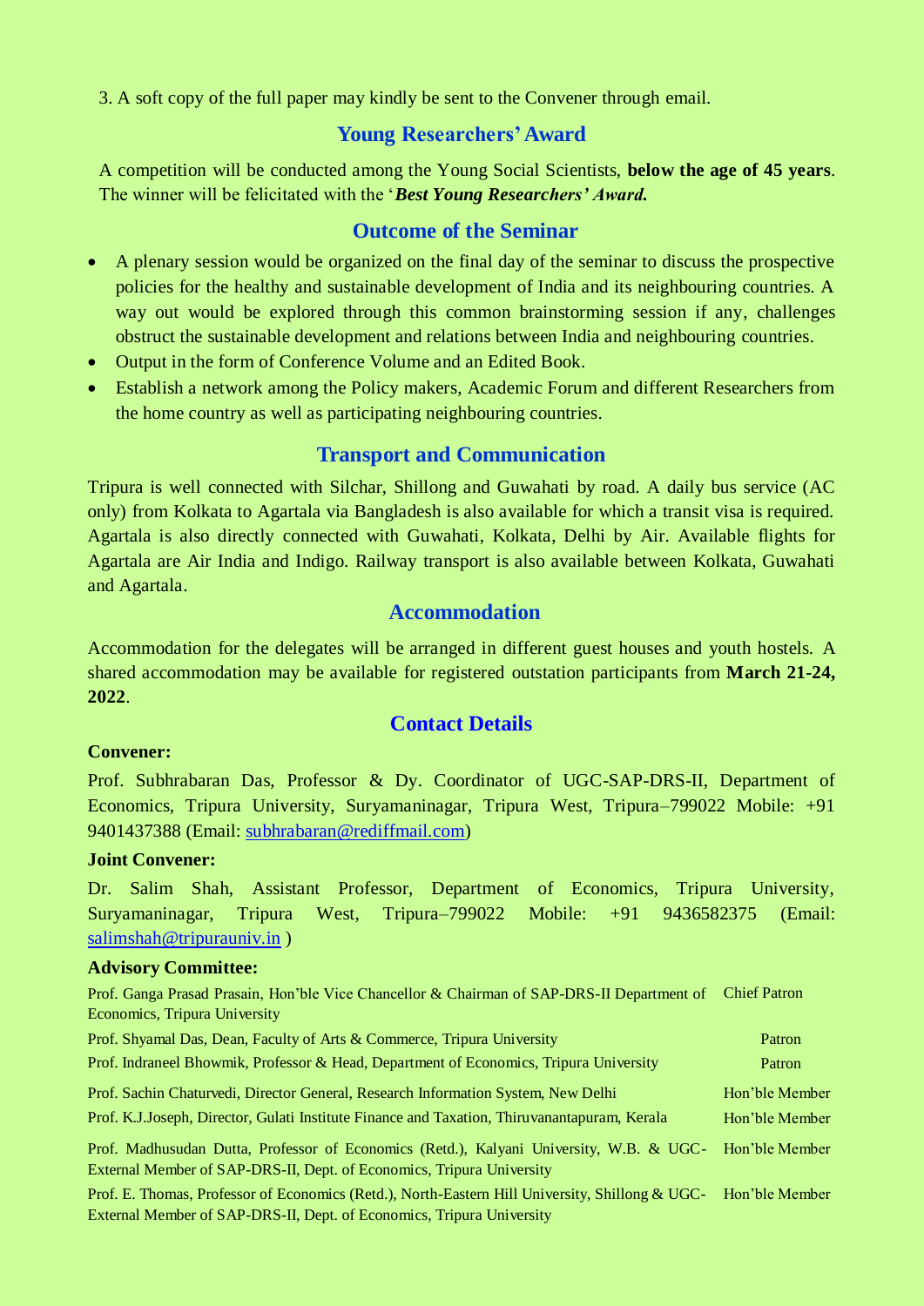3. A soft copy of the full paper may kindly be sent to the Convener through email.

## Young Researchers' Award

A competition will be conducted among the Young Social Scientists, **below the age of 45 years**. The winner will be felicitated with the '***Best Young Researchers' Award.***

## Outcome of the Seminar

- A plenary session would be organized on the final day of the seminar to discuss the prospective policies for the healthy and sustainable development of India and its neighbouring countries. A way out would be explored through this common brainstorming session if any, challenges obstruct the sustainable development and relations between India and neighbouring countries.
- Output in the form of Conference Volume and an Edited Book.
- Establish a network among the Policy makers, Academic Forum and different Researchers from the home country as well as participating neighbouring countries.

## Transport and Communication

Tripura is well connected with Silchar, Shillong and Guwahati by road. A daily bus service (AC only) from Kolkata to Agartala via Bangladesh is also available for which a transit visa is required. Agartala is also directly connected with Guwahati, Kolkata, Delhi by Air. Available flights for Agartala are Air India and Indigo. Railway transport is also available between Kolkata, Guwahati and Agartala.

## Accommodation

Accommodation for the delegates will be arranged in different guest houses and youth hostels. A shared accommodation may be available for registered outstation participants from **March 21-24, 2022**.

## Contact Details

**Convener:**

Prof. Subhrabaran Das, Professor & Dy. Coordinator of UGC-SAP-DRS-II, Department of Economics, Tripura University, Suryamaninagar, Tripura West, Tripura–799022 Mobile: +91 9401437388 (Email: subhrabaran@rediffmail.com)

**Joint Convener:**

Dr. Salim Shah, Assistant Professor, Department of Economics, Tripura University, Suryamaninagar, Tripura West, Tripura–799022 Mobile: +91 9436582375 (Email: salimshah@tripurauniv.in )

**Advisory Committee:**

| | |
|---|---|
| Prof. Ganga Prasad Prasain, Hon'ble Vice Chancellor & Chairman of SAP-DRS-II Department of Economics, Tripura University | Chief Patron |
| Prof. Shyamal Das, Dean, Faculty of Arts & Commerce, Tripura University | Patron |
| Prof. Indraneel Bhowmik, Professor & Head, Department of Economics, Tripura University | Patron |
| Prof. Sachin Chaturvedi, Director General, Research Information System, New Delhi | Hon'ble Member |
| Prof. K.J.Joseph, Director, Gulati Institute Finance and Taxation, Thiruvanantapuram, Kerala | Hon'ble Member |
| Prof. Madhusudan Dutta, Professor of Economics (Retd.), Kalyani University, W.B. & UGC-External Member of SAP-DRS-II, Dept. of Economics, Tripura University | Hon'ble Member |
| Prof. E. Thomas, Professor of Economics (Retd.), North-Eastern Hill University, Shillong & UGC-External Member of SAP-DRS-II, Dept. of Economics, Tripura University | Hon'ble Member |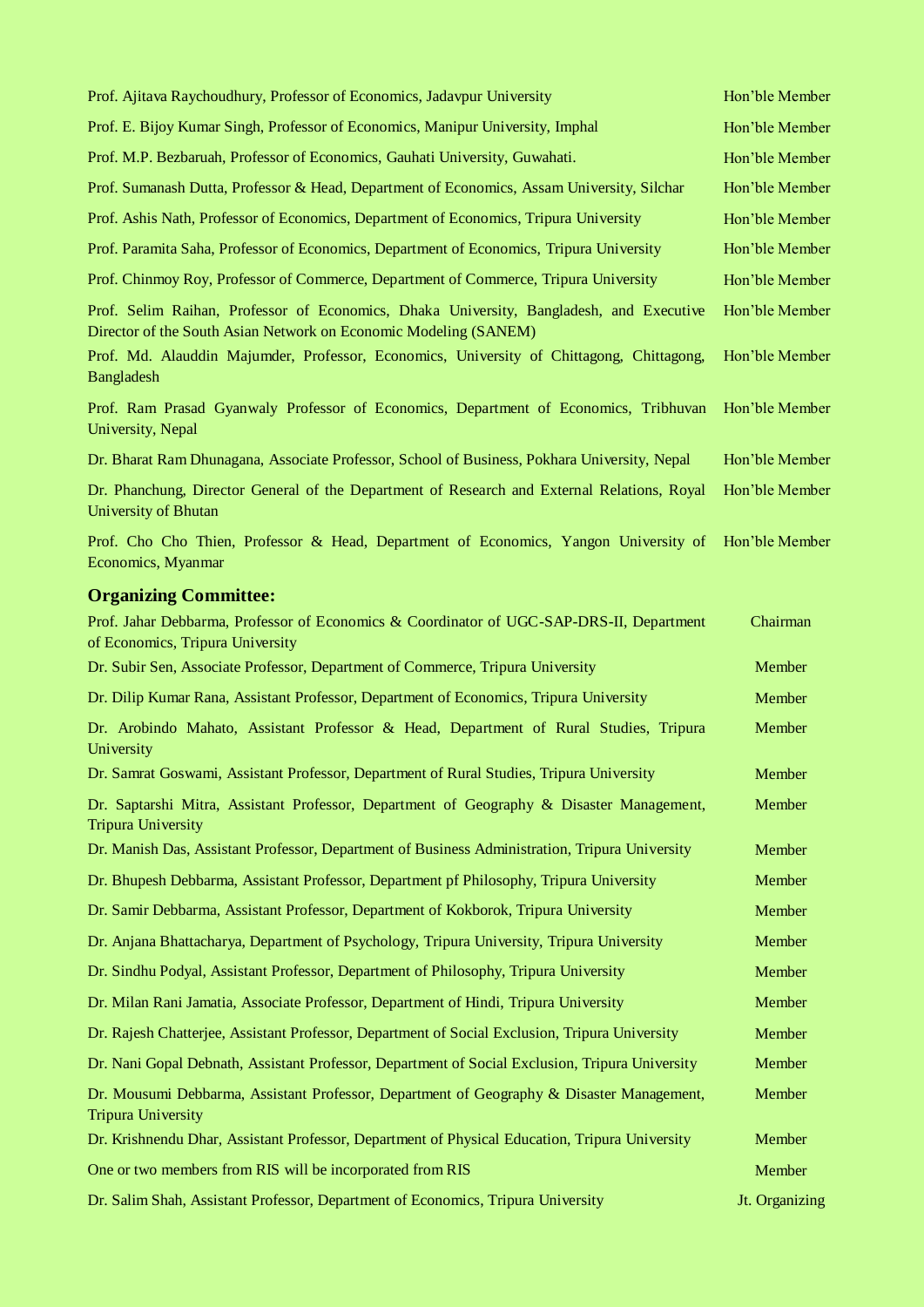| | |
|---|---|
| Prof. Ajitava Raychoudhury, Professor of Economics, Jadavpur University | Hon'ble Member |
| Prof. E. Bijoy Kumar Singh, Professor of Economics, Manipur University, Imphal | Hon'ble Member |
| Prof. M.P. Bezbaruah, Professor of Economics, Gauhati University, Guwahati. | Hon'ble Member |
| Prof. Sumanash Dutta, Professor & Head, Department of Economics, Assam University, Silchar | Hon'ble Member |
| Prof. Ashis Nath, Professor of Economics, Department of Economics, Tripura University | Hon'ble Member |
| Prof. Paramita Saha, Professor of Economics, Department of Economics, Tripura University | Hon'ble Member |
| Prof. Chinmoy Roy, Professor of Commerce, Department of Commerce, Tripura University | Hon'ble Member |
| Prof. Selim Raihan, Professor of Economics, Dhaka University, Bangladesh, and Executive Director of the South Asian Network on Economic Modeling (SANEM) | Hon'ble Member |
| Prof. Md. Alauddin Majumder, Professor, Economics, University of Chittagong, Chittagong, Bangladesh | Hon'ble Member |
| Prof. Ram Prasad Gyanwaly Professor of Economics, Department of Economics, Tribhuvan University, Nepal | Hon'ble Member |
| Dr. Bharat Ram Dhunagana, Associate Professor, School of Business, Pokhara University, Nepal | Hon'ble Member |
| Dr. Phanchung, Director General of the Department of Research and External Relations, Royal University of Bhutan | Hon'ble Member |
| Prof. Cho Cho Thien, Professor & Head, Department of Economics, Yangon University of Economics, Myanmar | Hon'ble Member |

## Organizing Committee:

| | |
|---|---|
| Prof. Jahar Debbarma, Professor of Economics & Coordinator of UGC-SAP-DRS-II, Department of Economics, Tripura University | Chairman |
| Dr. Subir Sen, Associate Professor, Department of Commerce, Tripura University | Member |
| Dr. Dilip Kumar Rana, Assistant Professor, Department of Economics, Tripura University | Member |
| Dr. Arobindo Mahato, Assistant Professor & Head, Department of Rural Studies, Tripura University | Member |
| Dr. Samrat Goswami, Assistant Professor, Department of Rural Studies, Tripura University | Member |
| Dr. Saptarshi Mitra, Assistant Professor, Department of Geography & Disaster Management, Tripura University | Member |
| Dr. Manish Das, Assistant Professor, Department of Business Administration, Tripura University | Member |
| Dr. Bhupesh Debbarma, Assistant Professor, Department pf Philosophy, Tripura University | Member |
| Dr. Samir Debbarma, Assistant Professor, Department of Kokborok, Tripura University | Member |
| Dr. Anjana Bhattacharya, Department of Psychology, Tripura University, Tripura University | Member |
| Dr. Sindhu Podyal, Assistant Professor, Department of Philosophy, Tripura University | Member |
| Dr. Milan Rani Jamatia, Associate Professor, Department of Hindi, Tripura University | Member |
| Dr. Rajesh Chatterjee, Assistant Professor, Department of Social Exclusion, Tripura University | Member |
| Dr. Nani Gopal Debnath, Assistant Professor, Department of Social Exclusion, Tripura University | Member |
| Dr. Mousumi Debbarma, Assistant Professor, Department of Geography & Disaster Management, Tripura University | Member |
| Dr. Krishnendu Dhar, Assistant Professor, Department of Physical Education, Tripura University | Member |
| One or two members from RIS will be incorporated from RIS | Member |
| Dr. Salim Shah, Assistant Professor, Department of Economics, Tripura University | Jt. Organizing |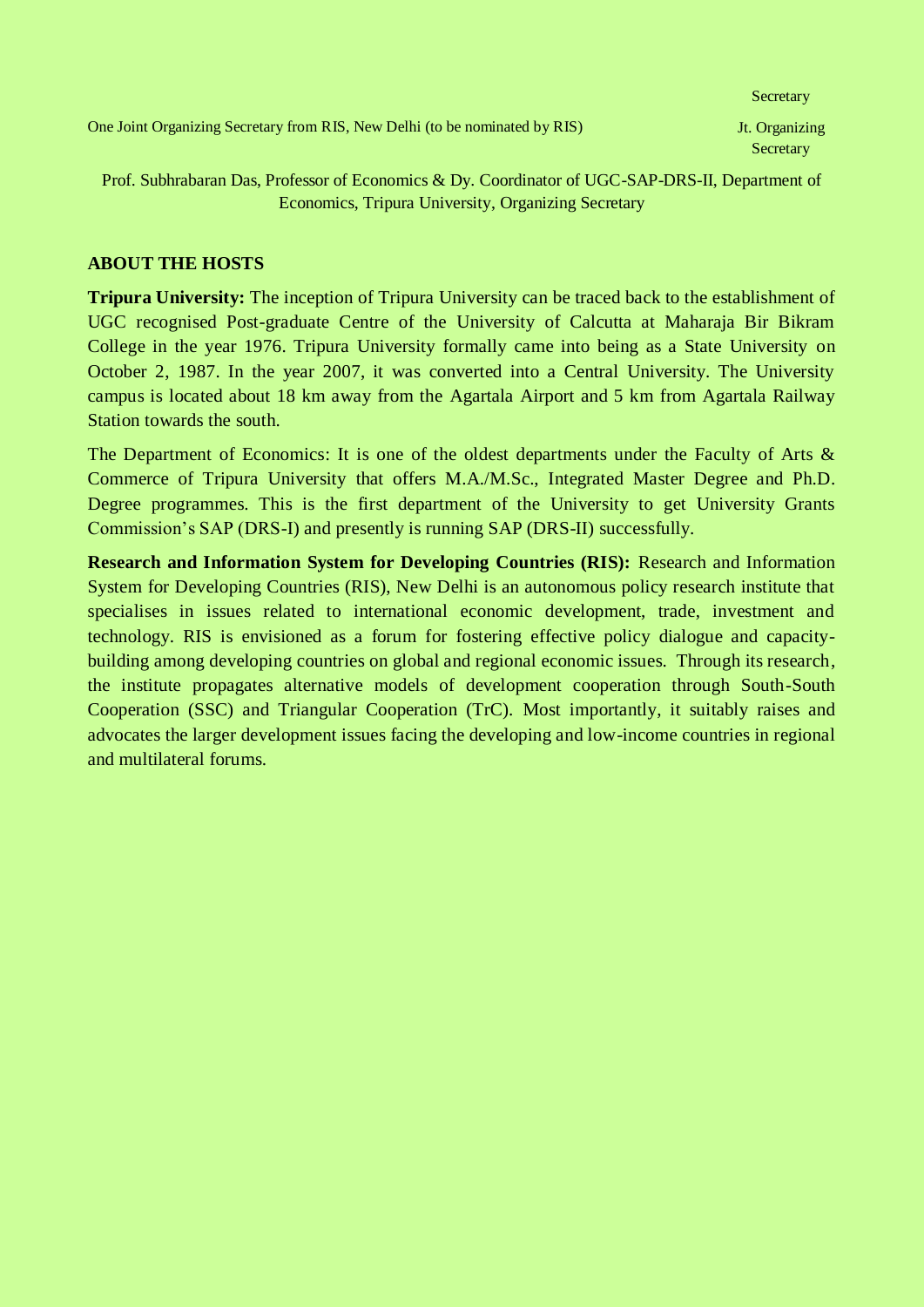| | Secretary |
|---|---|
| One Joint Organizing Secretary from RIS, New Delhi (to be nominated by RIS) | Jt. Organizing Secretary |

Prof. Subhrabaran Das, Professor of Economics & Dy. Coordinator of UGC-SAP-DRS-II, Department of Economics, Tripura University, Organizing Secretary

## ABOUT THE HOSTS

**Tripura University:** The inception of Tripura University can be traced back to the establishment of UGC recognised Post-graduate Centre of the University of Calcutta at Maharaja Bir Bikram College in the year 1976. Tripura University formally came into being as a State University on October 2, 1987. In the year 2007, it was converted into a Central University. The University campus is located about 18 km away from the Agartala Airport and 5 km from Agartala Railway Station towards the south.

The Department of Economics: It is one of the oldest departments under the Faculty of Arts & Commerce of Tripura University that offers M.A./M.Sc., Integrated Master Degree and Ph.D. Degree programmes. This is the first department of the University to get University Grants Commission's SAP (DRS-I) and presently is running SAP (DRS-II) successfully.

**Research and Information System for Developing Countries (RIS):** Research and Information System for Developing Countries (RIS), New Delhi is an autonomous policy research institute that specialises in issues related to international economic development, trade, investment and technology. RIS is envisioned as a forum for fostering effective policy dialogue and capacity-building among developing countries on global and regional economic issues. Through its research, the institute propagates alternative models of development cooperation through South-South Cooperation (SSC) and Triangular Cooperation (TrC). Most importantly, it suitably raises and advocates the larger development issues facing the developing and low-income countries in regional and multilateral forums.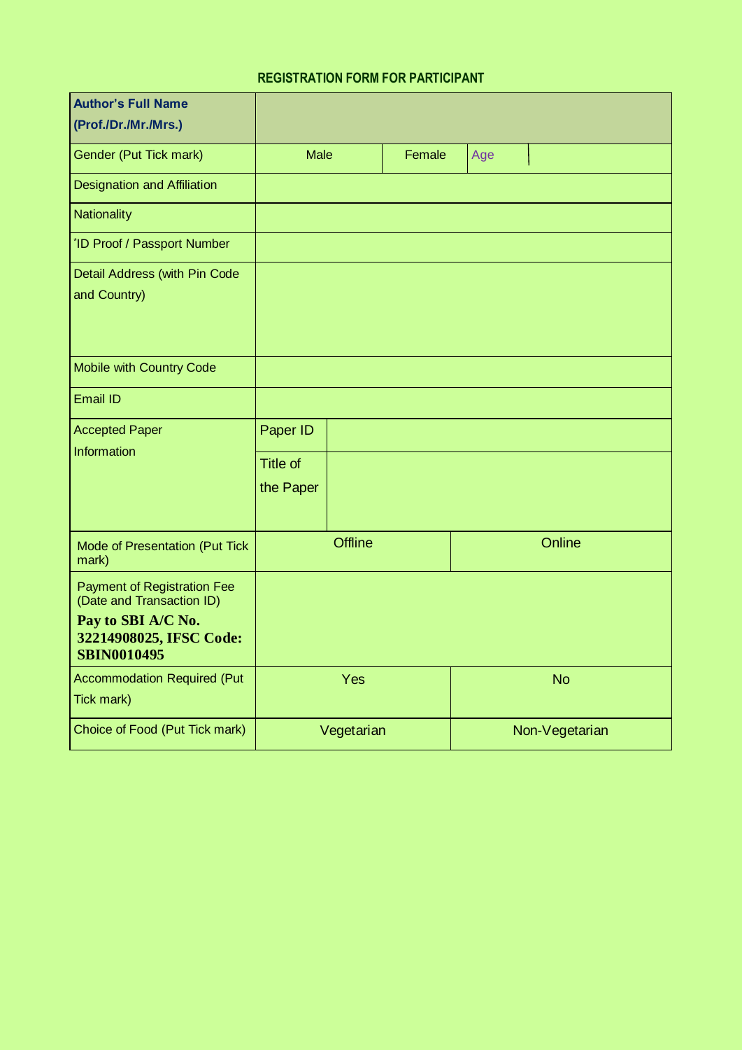**REGISTRATION FORM FOR PARTICIPANT**

| | | | | |
|---|---|---|---|---|
| **Author's Full Name (Prof./Dr./Mr./Mrs.)** | | | | |
| Gender (Put Tick mark) | Male | Female | Age | |
| Designation and Affiliation | | | | |
| Nationality | | | | |
| *ID Proof / Passport Number | | | | |
| Detail Address (with Pin Code and Country) | | | | |
| Mobile with Country Code | | | | |
| Email ID | | | | |
| Accepted Paper Information | Paper ID | | | |
| | Title of the Paper | | | |
| Mode of Presentation (Put Tick mark) | Offline | | Online | |
| Payment of Registration Fee (Date and Transaction ID) **Pay to SBI A/C No. 32214908025, IFSC Code: SBIN0010495** | | | | |
| Accommodation Required (Put Tick mark) | Yes | | No | |
| Choice of Food (Put Tick mark) | Vegetarian | | Non-Vegetarian | |